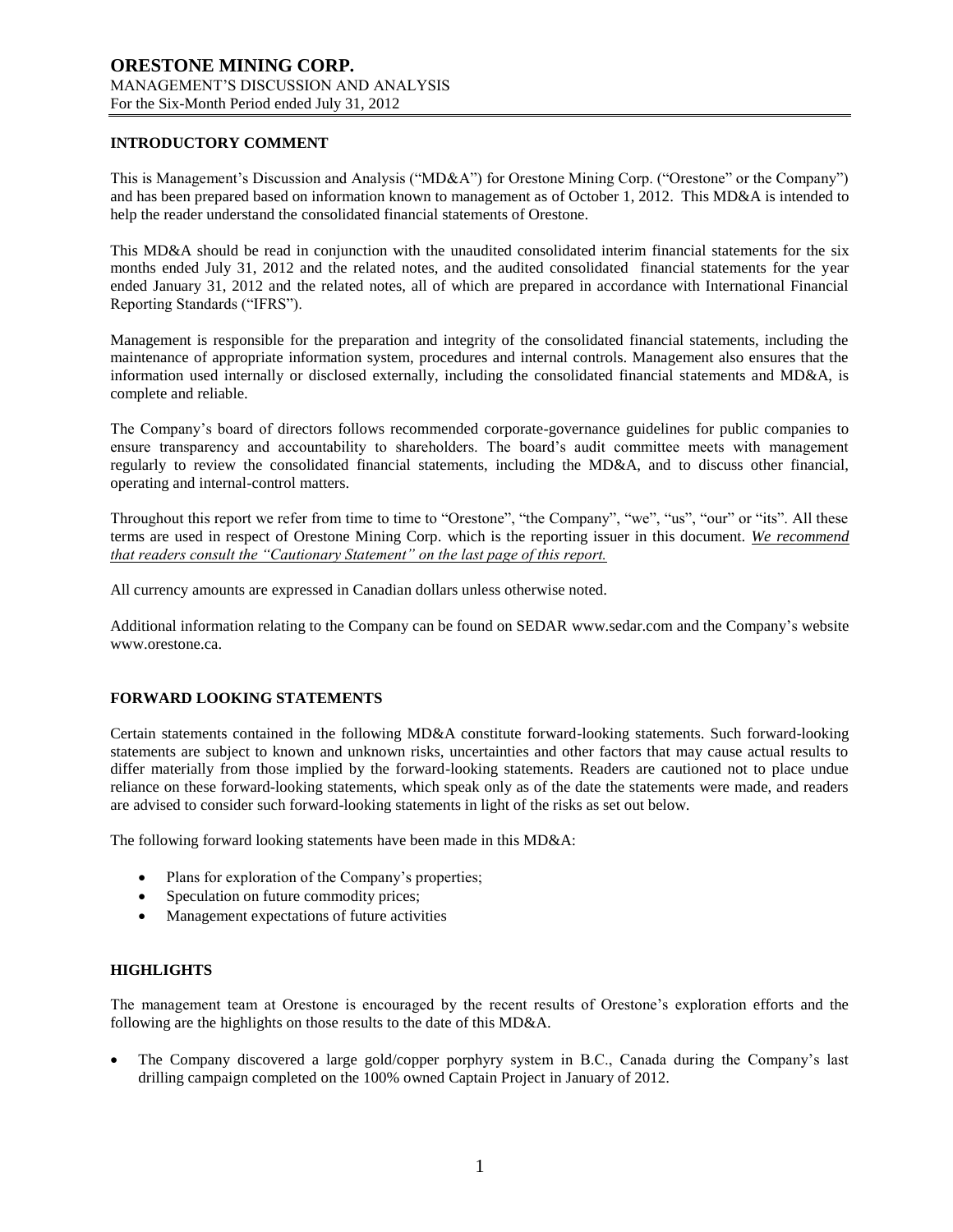# ORESTONE MINING CORP.

MANAGEMENT'S DISCUSSION AND ANALYSIS

For the Six-Month Period ended July 31, 2012

## INTRODUCTORY COMMENT

This is Management's Discussion and Analysis ("MD&A") for Orestone Mining Corp. ("Orestone" or the Company") and has been prepared based on information known to management as of October 1, 2012. This MD&A is intended to help the reader understand the consolidated financial statements of Orestone.

This MD&A should be read in conjunction with the unaudited consolidated interim financial statements for the six months ended July 31, 2012 and the related notes, and the audited consolidated financial statements for the year ended January 31, 2012 and the related notes, all of which are prepared in accordance with International Financial Reporting Standards ("IFRS").

Management is responsible for the preparation and integrity of the consolidated financial statements, including the maintenance of appropriate information system, procedures and internal controls. Management also ensures that the information used internally or disclosed externally, including the consolidated financial statements and MD&A, is complete and reliable.

The Company's board of directors follows recommended corporate-governance guidelines for public companies to ensure transparency and accountability to shareholders. The board's audit committee meets with management regularly to review the consolidated financial statements, including the MD&A, and to discuss other financial, operating and internal-control matters.

Throughout this report we refer from time to time to "Orestone", "the Company", "we", "us", "our" or "its". All these terms are used in respect of Orestone Mining Corp. which is the reporting issuer in this document. *We recommend that readers consult the "Cautionary Statement" on the last page of this report.*

All currency amounts are expressed in Canadian dollars unless otherwise noted.

Additional information relating to the Company can be found on SEDAR www.sedar.com and the Company's website www.orestone.ca.

## FORWARD LOOKING STATEMENTS

Certain statements contained in the following MD&A constitute forward-looking statements. Such forward-looking statements are subject to known and unknown risks, uncertainties and other factors that may cause actual results to differ materially from those implied by the forward-looking statements. Readers are cautioned not to place undue reliance on these forward-looking statements, which speak only as of the date the statements were made, and readers are advised to consider such forward-looking statements in light of the risks as set out below.

The following forward looking statements have been made in this MD&A:

- Plans for exploration of the Company's properties;
- Speculation on future commodity prices;
- Management expectations of future activities

## HIGHLIGHTS

The management team at Orestone is encouraged by the recent results of Orestone's exploration efforts and the following are the highlights on those results to the date of this MD&A.

- The Company discovered a large gold/copper porphyry system in B.C., Canada during the Company's last drilling campaign completed on the 100% owned Captain Project in January of 2012.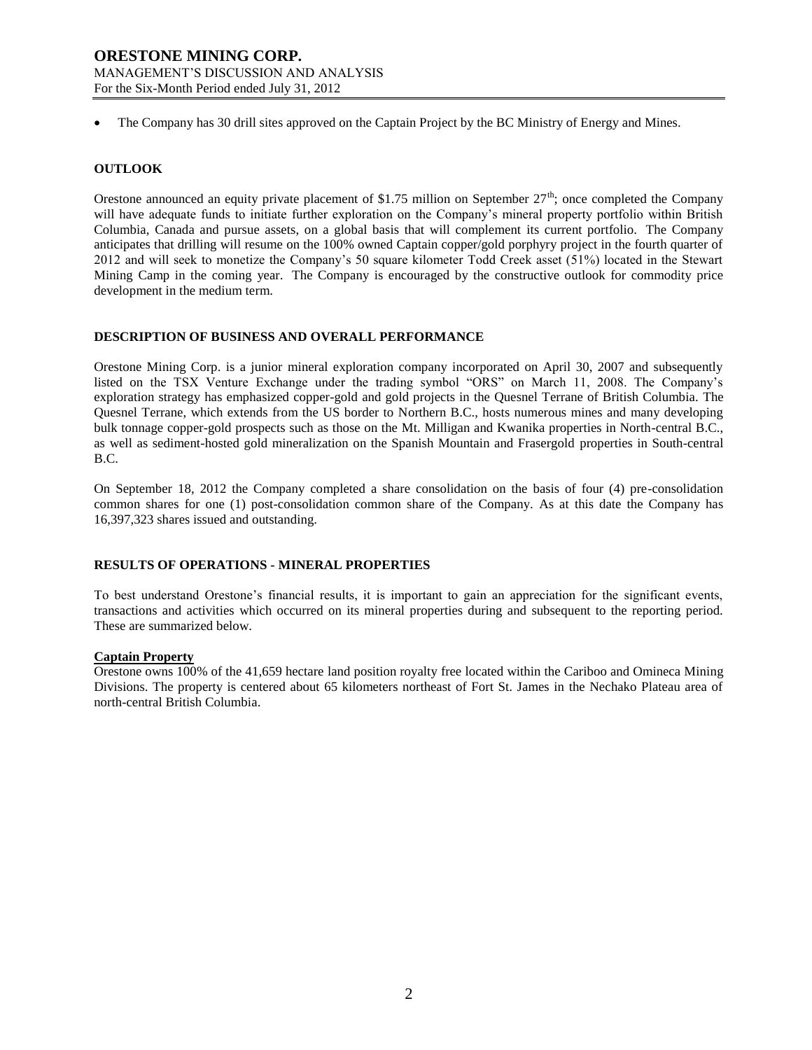- The Company has 30 drill sites approved on the Captain Project by the BC Ministry of Energy and Mines.

## OUTLOOK

Orestone announced an equity private placement of $1.75 million on September 27th; once completed the Company will have adequate funds to initiate further exploration on the Company's mineral property portfolio within British Columbia, Canada and pursue assets, on a global basis that will complement its current portfolio. The Company anticipates that drilling will resume on the 100% owned Captain copper/gold porphyry project in the fourth quarter of 2012 and will seek to monetize the Company's 50 square kilometer Todd Creek asset (51%) located in the Stewart Mining Camp in the coming year. The Company is encouraged by the constructive outlook for commodity price development in the medium term.

## DESCRIPTION OF BUSINESS AND OVERALL PERFORMANCE

Orestone Mining Corp. is a junior mineral exploration company incorporated on April 30, 2007 and subsequently listed on the TSX Venture Exchange under the trading symbol "ORS" on March 11, 2008. The Company's exploration strategy has emphasized copper-gold and gold projects in the Quesnel Terrane of British Columbia. The Quesnel Terrane, which extends from the US border to Northern B.C., hosts numerous mines and many developing bulk tonnage copper-gold prospects such as those on the Mt. Milligan and Kwanika properties in North-central B.C., as well as sediment-hosted gold mineralization on the Spanish Mountain and Frasergold properties in South-central B.C.

On September 18, 2012 the Company completed a share consolidation on the basis of four (4) pre-consolidation common shares for one (1) post-consolidation common share of the Company. As at this date the Company has 16,397,323 shares issued and outstanding.

## RESULTS OF OPERATIONS - MINERAL PROPERTIES

To best understand Orestone's financial results, it is important to gain an appreciation for the significant events, transactions and activities which occurred on its mineral properties during and subsequent to the reporting period. These are summarized below.

### Captain Property

Orestone owns 100% of the 41,659 hectare land position royalty free located within the Cariboo and Omineca Mining Divisions. The property is centered about 65 kilometers northeast of Fort St. James in the Nechako Plateau area of north-central British Columbia.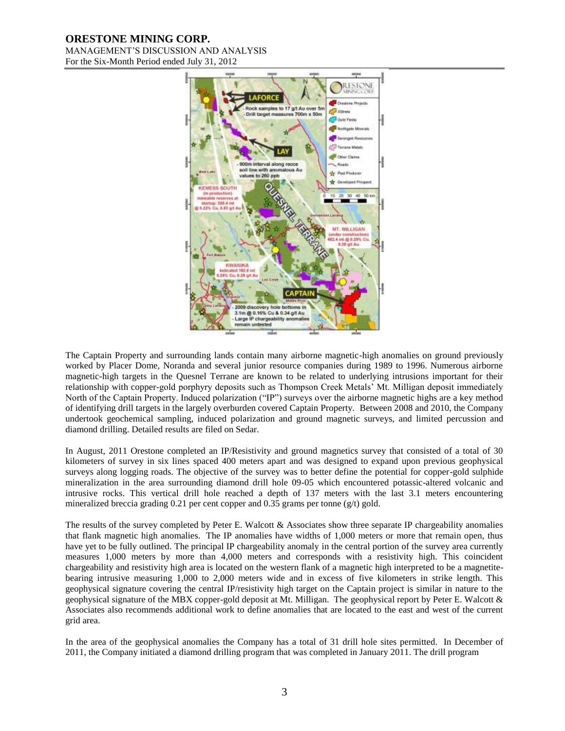The Captain Property and surrounding lands contain many airborne magnetic-high anomalies on ground previously worked by Placer Dome, Noranda and several junior resource companies during 1989 to 1996. Numerous airborne magnetic-high targets in the Quesnel Terrane are known to be related to underlying intrusions important for their relationship with copper-gold porphyry deposits such as Thompson Creek Metals' Mt. Milligan deposit immediately North of the Captain Property. Induced polarization ("IP") surveys over the airborne magnetic highs are a key method of identifying drill targets in the largely overburden covered Captain Property. Between 2008 and 2010, the Company undertook geochemical sampling, induced polarization and ground magnetic surveys, and limited percussion and diamond drilling. Detailed results are filed on Sedar.

In August, 2011 Orestone completed an IP/Resistivity and ground magnetics survey that consisted of a total of 30 kilometers of survey in six lines spaced 400 meters apart and was designed to expand upon previous geophysical surveys along logging roads. The objective of the survey was to better define the potential for copper-gold sulphide mineralization in the area surrounding diamond drill hole 09-05 which encountered potassic-altered volcanic and intrusive rocks. This vertical drill hole reached a depth of 137 meters with the last 3.1 meters encountering mineralized breccia grading 0.21 per cent copper and 0.35 grams per tonne (g/t) gold.

The results of the survey completed by Peter E. Walcott & Associates show three separate IP chargeability anomalies that flank magnetic high anomalies. The IP anomalies have widths of 1,000 meters or more that remain open, thus have yet to be fully outlined. The principal IP chargeability anomaly in the central portion of the survey area currently measures 1,000 meters by more than 4,000 meters and corresponds with a resistivity high. This coincident chargeability and resistivity high area is located on the western flank of a magnetic high interpreted to be a magnetite-bearing intrusive measuring 1,000 to 2,000 meters wide and in excess of five kilometers in strike length. This geophysical signature covering the central IP/resistivity high target on the Captain project is similar in nature to the geophysical signature of the MBX copper-gold deposit at Mt. Milligan. The geophysical report by Peter E. Walcott & Associates also recommends additional work to define anomalies that are located to the east and west of the current grid area.

In the area of the geophysical anomalies the Company has a total of 31 drill hole sites permitted. In December of 2011, the Company initiated a diamond drilling program that was completed in January 2011. The drill program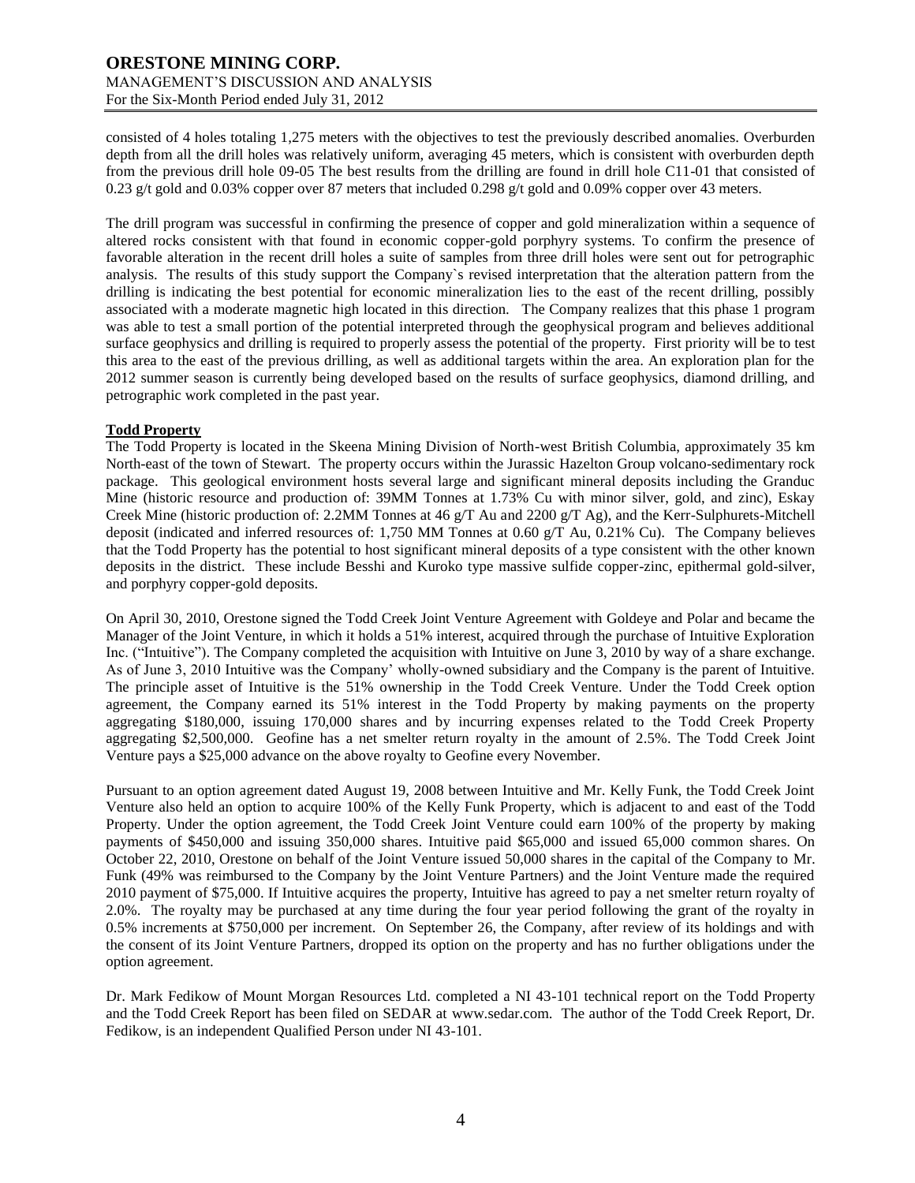consisted of 4 holes totaling 1,275 meters with the objectives to test the previously described anomalies. Overburden depth from all the drill holes was relatively uniform, averaging 45 meters, which is consistent with overburden depth from the previous drill hole 09-05 The best results from the drilling are found in drill hole C11-01 that consisted of 0.23 g/t gold and 0.03% copper over 87 meters that included 0.298 g/t gold and 0.09% copper over 43 meters.

The drill program was successful in confirming the presence of copper and gold mineralization within a sequence of altered rocks consistent with that found in economic copper-gold porphyry systems. To confirm the presence of favorable alteration in the recent drill holes a suite of samples from three drill holes were sent out for petrographic analysis. The results of this study support the Company`s revised interpretation that the alteration pattern from the drilling is indicating the best potential for economic mineralization lies to the east of the recent drilling, possibly associated with a moderate magnetic high located in this direction. The Company realizes that this phase 1 program was able to test a small portion of the potential interpreted through the geophysical program and believes additional surface geophysics and drilling is required to properly assess the potential of the property. First priority will be to test this area to the east of the previous drilling, as well as additional targets within the area. An exploration plan for the 2012 summer season is currently being developed based on the results of surface geophysics, diamond drilling, and petrographic work completed in the past year.

**Todd Property**

The Todd Property is located in the Skeena Mining Division of North-west British Columbia, approximately 35 km North-east of the town of Stewart. The property occurs within the Jurassic Hazelton Group volcano-sedimentary rock package. This geological environment hosts several large and significant mineral deposits including the Granduc Mine (historic resource and production of: 39MM Tonnes at 1.73% Cu with minor silver, gold, and zinc), Eskay Creek Mine (historic production of: 2.2MM Tonnes at 46 g/T Au and 2200 g/T Ag), and the Kerr-Sulphurets-Mitchell deposit (indicated and inferred resources of: 1,750 MM Tonnes at 0.60 g/T Au, 0.21% Cu). The Company believes that the Todd Property has the potential to host significant mineral deposits of a type consistent with the other known deposits in the district. These include Besshi and Kuroko type massive sulfide copper-zinc, epithermal gold-silver, and porphyry copper-gold deposits.

On April 30, 2010, Orestone signed the Todd Creek Joint Venture Agreement with Goldeye and Polar and became the Manager of the Joint Venture, in which it holds a 51% interest, acquired through the purchase of Intuitive Exploration Inc. ("Intuitive"). The Company completed the acquisition with Intuitive on June 3, 2010 by way of a share exchange. As of June 3, 2010 Intuitive was the Company' wholly-owned subsidiary and the Company is the parent of Intuitive. The principle asset of Intuitive is the 51% ownership in the Todd Creek Venture. Under the Todd Creek option agreement, the Company earned its 51% interest in the Todd Property by making payments on the property aggregating $180,000, issuing 170,000 shares and by incurring expenses related to the Todd Creek Property aggregating $2,500,000. Geofine has a net smelter return royalty in the amount of 2.5%. The Todd Creek Joint Venture pays a $25,000 advance on the above royalty to Geofine every November.

Pursuant to an option agreement dated August 19, 2008 between Intuitive and Mr. Kelly Funk, the Todd Creek Joint Venture also held an option to acquire 100% of the Kelly Funk Property, which is adjacent to and east of the Todd Property. Under the option agreement, the Todd Creek Joint Venture could earn 100% of the property by making payments of $450,000 and issuing 350,000 shares. Intuitive paid $65,000 and issued 65,000 common shares. On October 22, 2010, Orestone on behalf of the Joint Venture issued 50,000 shares in the capital of the Company to Mr. Funk (49% was reimbursed to the Company by the Joint Venture Partners) and the Joint Venture made the required 2010 payment of $75,000. If Intuitive acquires the property, Intuitive has agreed to pay a net smelter return royalty of 2.0%. The royalty may be purchased at any time during the four year period following the grant of the royalty in 0.5% increments at $750,000 per increment. On September 26, the Company, after review of its holdings and with the consent of its Joint Venture Partners, dropped its option on the property and has no further obligations under the option agreement.

Dr. Mark Fedikow of Mount Morgan Resources Ltd. completed a NI 43-101 technical report on the Todd Property and the Todd Creek Report has been filed on SEDAR at www.sedar.com. The author of the Todd Creek Report, Dr. Fedikow, is an independent Qualified Person under NI 43-101.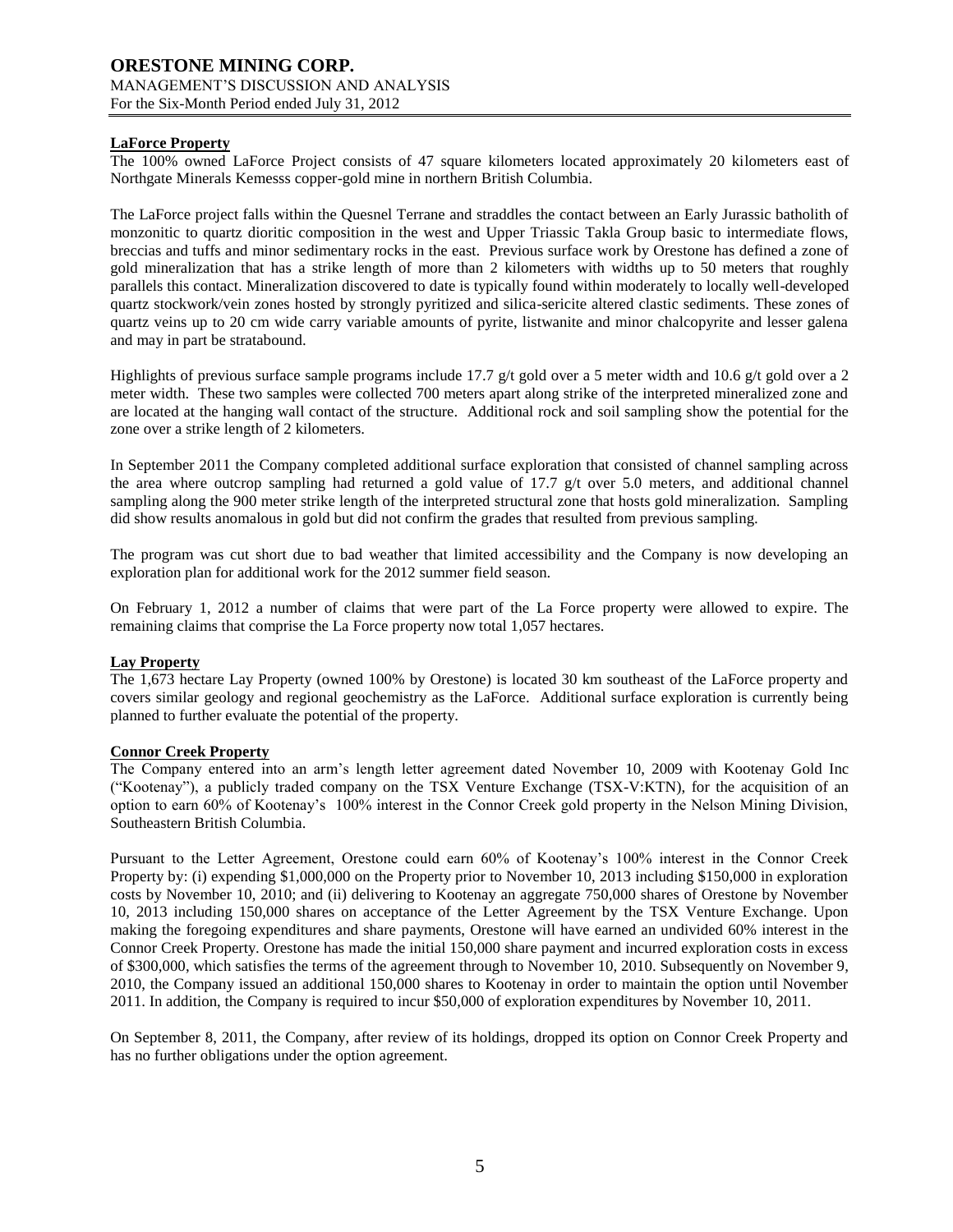**LaForce Property**

The 100% owned LaForce Project consists of 47 square kilometers located approximately 20 kilometers east of Northgate Minerals Kemesss copper-gold mine in northern British Columbia.

The LaForce project falls within the Quesnel Terrane and straddles the contact between an Early Jurassic batholith of monzonitic to quartz dioritic composition in the west and Upper Triassic Takla Group basic to intermediate flows, breccias and tuffs and minor sedimentary rocks in the east. Previous surface work by Orestone has defined a zone of gold mineralization that has a strike length of more than 2 kilometers with widths up to 50 meters that roughly parallels this contact. Mineralization discovered to date is typically found within moderately to locally well-developed quartz stockwork/vein zones hosted by strongly pyritized and silica-sericite altered clastic sediments. These zones of quartz veins up to 20 cm wide carry variable amounts of pyrite, listwanite and minor chalcopyrite and lesser galena and may in part be stratabound.

Highlights of previous surface sample programs include 17.7 g/t gold over a 5 meter width and 10.6 g/t gold over a 2 meter width. These two samples were collected 700 meters apart along strike of the interpreted mineralized zone and are located at the hanging wall contact of the structure. Additional rock and soil sampling show the potential for the zone over a strike length of 2 kilometers.

In September 2011 the Company completed additional surface exploration that consisted of channel sampling across the area where outcrop sampling had returned a gold value of 17.7 g/t over 5.0 meters, and additional channel sampling along the 900 meter strike length of the interpreted structural zone that hosts gold mineralization. Sampling did show results anomalous in gold but did not confirm the grades that resulted from previous sampling.

The program was cut short due to bad weather that limited accessibility and the Company is now developing an exploration plan for additional work for the 2012 summer field season.

On February 1, 2012 a number of claims that were part of the La Force property were allowed to expire. The remaining claims that comprise the La Force property now total 1,057 hectares.

**Lay Property**

The 1,673 hectare Lay Property (owned 100% by Orestone) is located 30 km southeast of the LaForce property and covers similar geology and regional geochemistry as the LaForce. Additional surface exploration is currently being planned to further evaluate the potential of the property.

**Connor Creek Property**

The Company entered into an arm's length letter agreement dated November 10, 2009 with Kootenay Gold Inc ("Kootenay"), a publicly traded company on the TSX Venture Exchange (TSX-V:KTN), for the acquisition of an option to earn 60% of Kootenay's 100% interest in the Connor Creek gold property in the Nelson Mining Division, Southeastern British Columbia.

Pursuant to the Letter Agreement, Orestone could earn 60% of Kootenay's 100% interest in the Connor Creek Property by: (i) expending $1,000,000 on the Property prior to November 10, 2013 including $150,000 in exploration costs by November 10, 2010; and (ii) delivering to Kootenay an aggregate 750,000 shares of Orestone by November 10, 2013 including 150,000 shares on acceptance of the Letter Agreement by the TSX Venture Exchange. Upon making the foregoing expenditures and share payments, Orestone will have earned an undivided 60% interest in the Connor Creek Property. Orestone has made the initial 150,000 share payment and incurred exploration costs in excess of $300,000, which satisfies the terms of the agreement through to November 10, 2010. Subsequently on November 9, 2010, the Company issued an additional 150,000 shares to Kootenay in order to maintain the option until November 2011. In addition, the Company is required to incur $50,000 of exploration expenditures by November 10, 2011.

On September 8, 2011, the Company, after review of its holdings, dropped its option on Connor Creek Property and has no further obligations under the option agreement.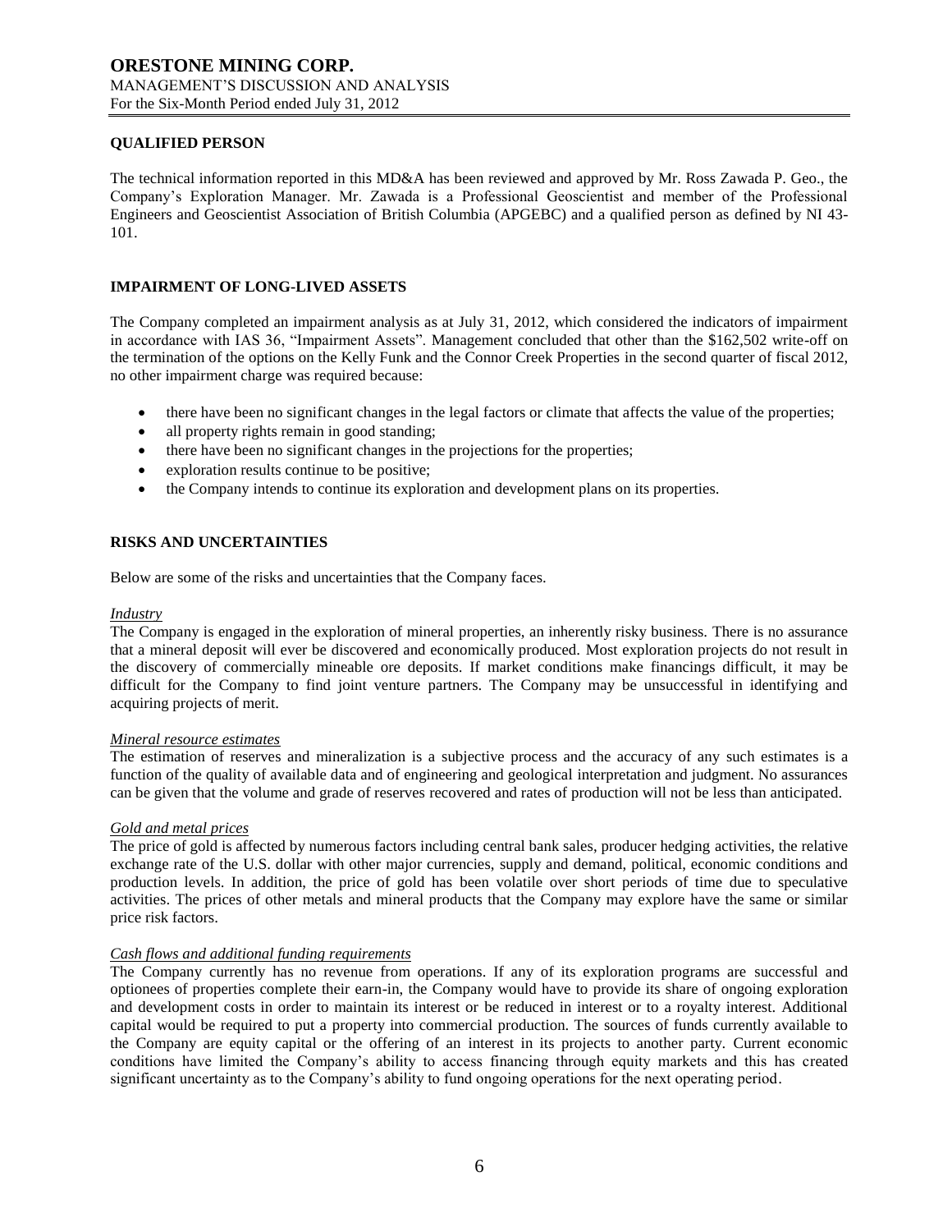## QUALIFIED PERSON

The technical information reported in this MD&A has been reviewed and approved by Mr. Ross Zawada P. Geo., the Company's Exploration Manager. Mr. Zawada is a Professional Geoscientist and member of the Professional Engineers and Geoscientist Association of British Columbia (APGEBC) and a qualified person as defined by NI 43-101.

## IMPAIRMENT OF LONG-LIVED ASSETS

The Company completed an impairment analysis as at July 31, 2012, which considered the indicators of impairment in accordance with IAS 36, "Impairment Assets". Management concluded that other than the $162,502 write-off on the termination of the options on the Kelly Funk and the Connor Creek Properties in the second quarter of fiscal 2012, no other impairment charge was required because:

- there have been no significant changes in the legal factors or climate that affects the value of the properties;
- all property rights remain in good standing;
- there have been no significant changes in the projections for the properties;
- exploration results continue to be positive;
- the Company intends to continue its exploration and development plans on its properties.

## RISKS AND UNCERTAINTIES

Below are some of the risks and uncertainties that the Company faces.

*Industry*

The Company is engaged in the exploration of mineral properties, an inherently risky business. There is no assurance that a mineral deposit will ever be discovered and economically produced. Most exploration projects do not result in the discovery of commercially mineable ore deposits. If market conditions make financings difficult, it may be difficult for the Company to find joint venture partners. The Company may be unsuccessful in identifying and acquiring projects of merit.

*Mineral resource estimates*

The estimation of reserves and mineralization is a subjective process and the accuracy of any such estimates is a function of the quality of available data and of engineering and geological interpretation and judgment. No assurances can be given that the volume and grade of reserves recovered and rates of production will not be less than anticipated.

*Gold and metal prices*

The price of gold is affected by numerous factors including central bank sales, producer hedging activities, the relative exchange rate of the U.S. dollar with other major currencies, supply and demand, political, economic conditions and production levels. In addition, the price of gold has been volatile over short periods of time due to speculative activities. The prices of other metals and mineral products that the Company may explore have the same or similar price risk factors.

*Cash flows and additional funding requirements*

The Company currently has no revenue from operations. If any of its exploration programs are successful and optionees of properties complete their earn-in, the Company would have to provide its share of ongoing exploration and development costs in order to maintain its interest or be reduced in interest or to a royalty interest. Additional capital would be required to put a property into commercial production. The sources of funds currently available to the Company are equity capital or the offering of an interest in its projects to another party. Current economic conditions have limited the Company's ability to access financing through equity markets and this has created significant uncertainty as to the Company's ability to fund ongoing operations for the next operating period.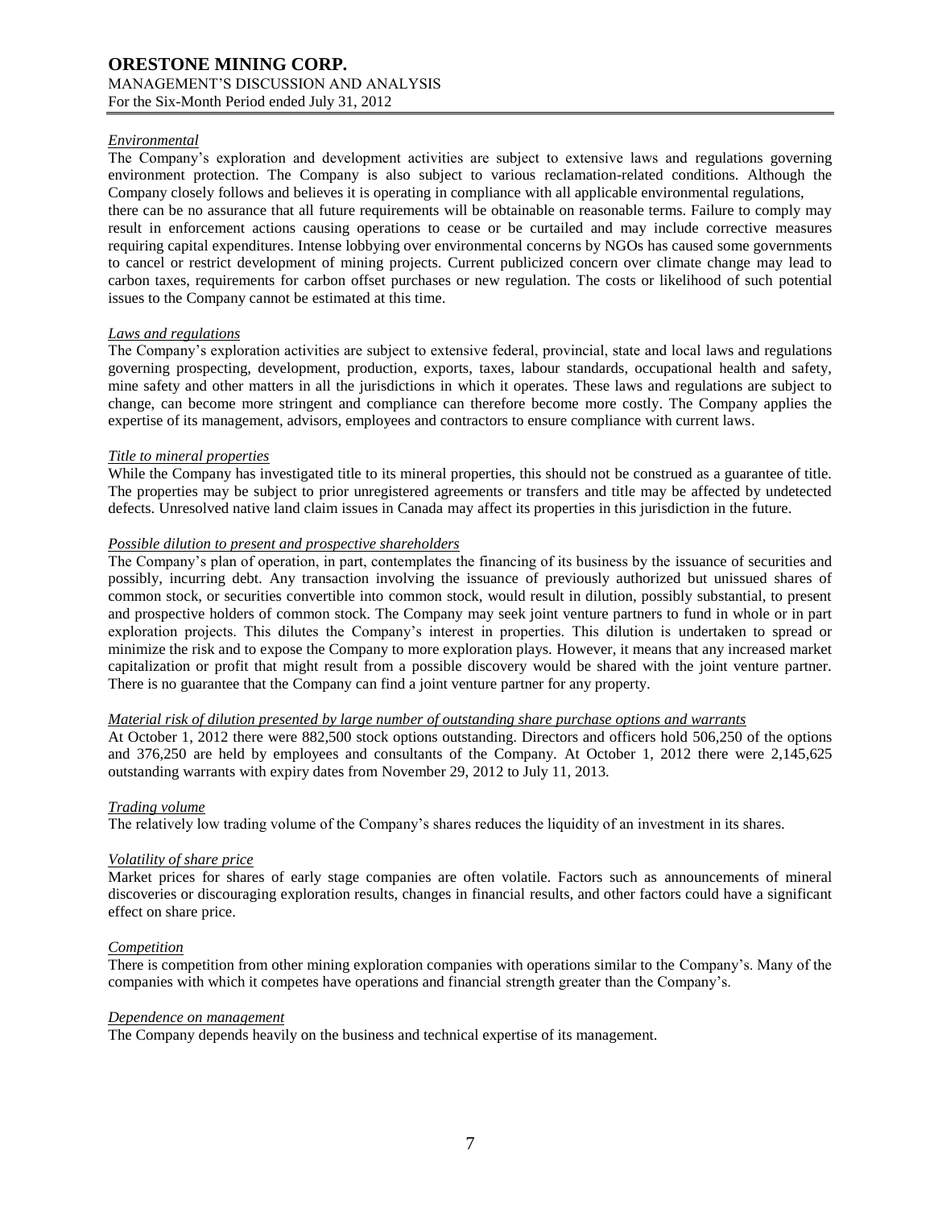*Environmental*

The Company's exploration and development activities are subject to extensive laws and regulations governing environment protection. The Company is also subject to various reclamation-related conditions. Although the Company closely follows and believes it is operating in compliance with all applicable environmental regulations, there can be no assurance that all future requirements will be obtainable on reasonable terms. Failure to comply may result in enforcement actions causing operations to cease or be curtailed and may include corrective measures requiring capital expenditures. Intense lobbying over environmental concerns by NGOs has caused some governments to cancel or restrict development of mining projects. Current publicized concern over climate change may lead to carbon taxes, requirements for carbon offset purchases or new regulation. The costs or likelihood of such potential issues to the Company cannot be estimated at this time.

*Laws and regulations*

The Company's exploration activities are subject to extensive federal, provincial, state and local laws and regulations governing prospecting, development, production, exports, taxes, labour standards, occupational health and safety, mine safety and other matters in all the jurisdictions in which it operates. These laws and regulations are subject to change, can become more stringent and compliance can therefore become more costly. The Company applies the expertise of its management, advisors, employees and contractors to ensure compliance with current laws.

*Title to mineral properties*

While the Company has investigated title to its mineral properties, this should not be construed as a guarantee of title. The properties may be subject to prior unregistered agreements or transfers and title may be affected by undetected defects. Unresolved native land claim issues in Canada may affect its properties in this jurisdiction in the future.

*Possible dilution to present and prospective shareholders*

The Company's plan of operation, in part, contemplates the financing of its business by the issuance of securities and possibly, incurring debt. Any transaction involving the issuance of previously authorized but unissued shares of common stock, or securities convertible into common stock, would result in dilution, possibly substantial, to present and prospective holders of common stock. The Company may seek joint venture partners to fund in whole or in part exploration projects. This dilutes the Company's interest in properties. This dilution is undertaken to spread or minimize the risk and to expose the Company to more exploration plays. However, it means that any increased market capitalization or profit that might result from a possible discovery would be shared with the joint venture partner. There is no guarantee that the Company can find a joint venture partner for any property.

*Material risk of dilution presented by large number of outstanding share purchase options and warrants*

At October 1, 2012 there were 882,500 stock options outstanding. Directors and officers hold 506,250 of the options and 376,250 are held by employees and consultants of the Company. At October 1, 2012 there were 2,145,625 outstanding warrants with expiry dates from November 29, 2012 to July 11, 2013.

*Trading volume*

The relatively low trading volume of the Company's shares reduces the liquidity of an investment in its shares.

*Volatility of share price*

Market prices for shares of early stage companies are often volatile. Factors such as announcements of mineral discoveries or discouraging exploration results, changes in financial results, and other factors could have a significant effect on share price.

*Competition*

There is competition from other mining exploration companies with operations similar to the Company's. Many of the companies with which it competes have operations and financial strength greater than the Company's.

*Dependence on management*

The Company depends heavily on the business and technical expertise of its management.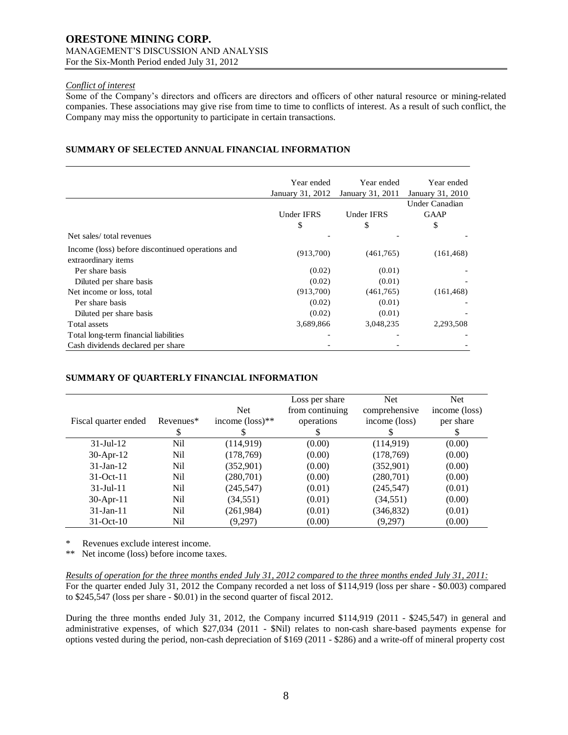*Conflict of interest*

Some of the Company's directors and officers are directors and officers of other natural resource or mining-related companies. These associations may give rise from time to time to conflicts of interest. As a result of such conflict, the Company may miss the opportunity to participate in certain transactions.

## SUMMARY OF SELECTED ANNUAL FINANCIAL INFORMATION

| | Year ended January 31, 2012 | Year ended January 31, 2011 | Year ended January 31, 2010 |
|---|---|---|---|
| | Under IFRS | Under IFRS | Under Canadian GAAP |
| | $ | $ | $ |
| Net sales/ total revenues | - | - | - |
| Income (loss) before discontinued operations and extraordinary items | (913,700) | (461,765) | (161,468) |
| Per share basis | (0.02) | (0.01) | - |
| Diluted per share basis | (0.02) | (0.01) | - |
| Net income or loss, total | (913,700) | (461,765) | (161,468) |
| Per share basis | (0.02) | (0.01) | - |
| Diluted per share basis | (0.02) | (0.01) | - |
| Total assets | 3,689,866 | 3,048,235 | 2,293,508 |
| Total long-term financial liabilities | - | - | - |
| Cash dividends declared per share | - | - | - |

## SUMMARY OF QUARTERLY FINANCIAL INFORMATION

| Fiscal quarter ended | Revenues* $ | Net income (loss)** $ | Loss per share from continuing operations $ | Net comprehensive income (loss) $ | Net income (loss) per share $ |
|---|---|---|---|---|---|
| 31-Jul-12 | Nil | (114,919) | (0.00) | (114,919) | (0.00) |
| 30-Apr-12 | Nil | (178,769) | (0.00) | (178,769) | (0.00) |
| 31-Jan-12 | Nil | (352,901) | (0.00) | (352,901) | (0.00) |
| 31-Oct-11 | Nil | (280,701) | (0.00) | (280,701) | (0.00) |
| 31-Jul-11 | Nil | (245,547) | (0.01) | (245,547) | (0.01) |
| 30-Apr-11 | Nil | (34,551) | (0.01) | (34,551) | (0.00) |
| 31-Jan-11 | Nil | (261,984) | (0.01) | (346,832) | (0.01) |
| 31-Oct-10 | Nil | (9,297) | (0.00) | (9,297) | (0.00) |

\* Revenues exclude interest income.

\** Net income (loss) before income taxes.

*Results of operation for the three months ended July 31, 2012 compared to the three months ended July 31, 2011:*

For the quarter ended July 31, 2012 the Company recorded a net loss of $114,919 (loss per share - $0.003) compared to $245,547 (loss per share - $0.01) in the second quarter of fiscal 2012.

During the three months ended July 31, 2012, the Company incurred $114,919 (2011 - $245,547) in general and administrative expenses, of which $27,034 (2011 - $Nil) relates to non-cash share-based payments expense for options vested during the period, non-cash depreciation of $169 (2011 - $286) and a write-off of mineral property cost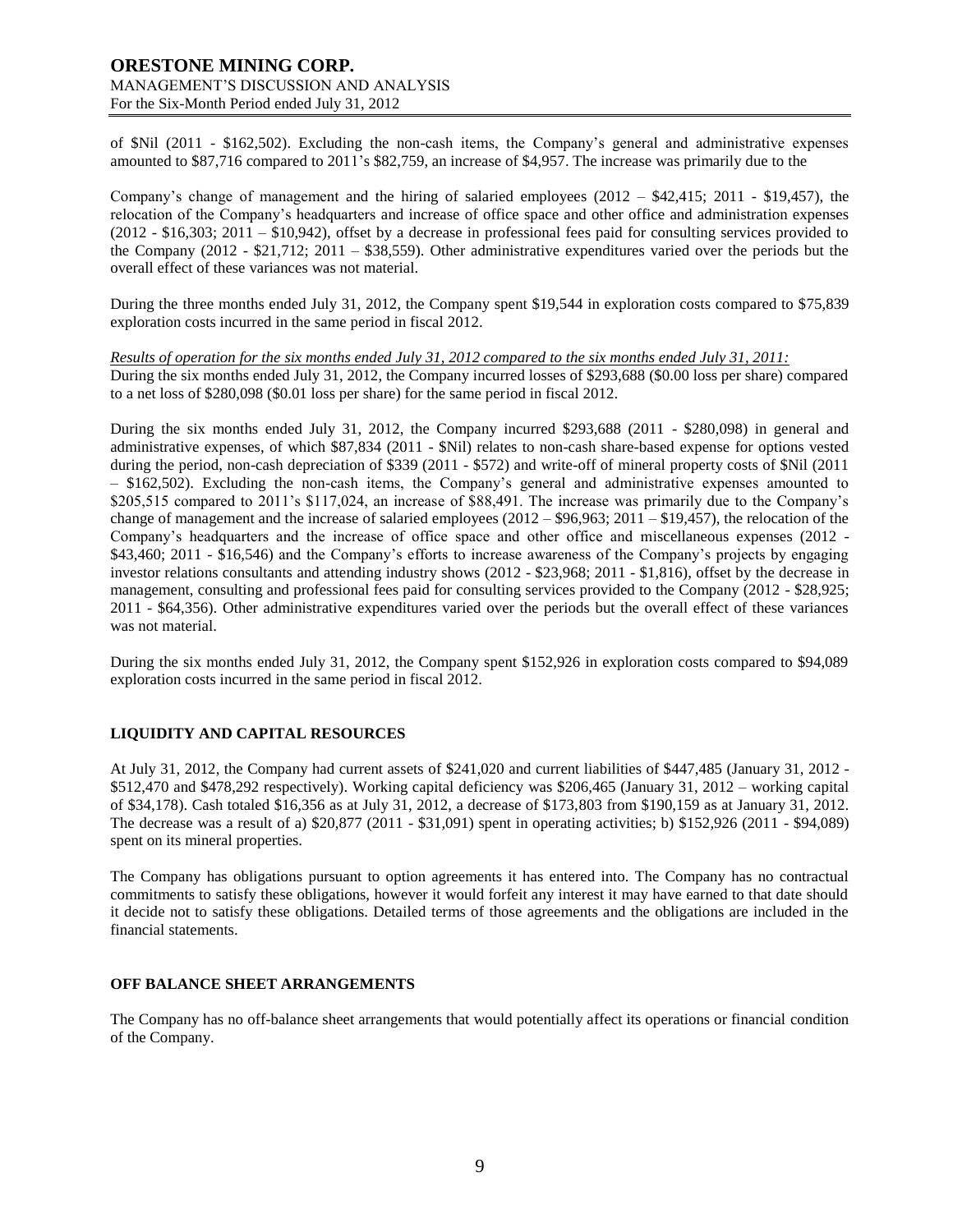of $Nil (2011 - $162,502). Excluding the non-cash items, the Company's general and administrative expenses amounted to $87,716 compared to 2011's $82,759, an increase of $4,957. The increase was primarily due to the

Company's change of management and the hiring of salaried employees (2012 – $42,415; 2011 - $19,457), the relocation of the Company's headquarters and increase of office space and other office and administration expenses (2012 - $16,303; 2011 – $10,942), offset by a decrease in professional fees paid for consulting services provided to the Company (2012 - $21,712; 2011 – $38,559). Other administrative expenditures varied over the periods but the overall effect of these variances was not material.

During the three months ended July 31, 2012, the Company spent $19,544 in exploration costs compared to $75,839 exploration costs incurred in the same period in fiscal 2012.

*Results of operation for the six months ended July 31, 2012 compared to the six months ended July 31, 2011:*
During the six months ended July 31, 2012, the Company incurred losses of $293,688 ($0.00 loss per share) compared to a net loss of $280,098 ($0.01 loss per share) for the same period in fiscal 2012.

During the six months ended July 31, 2012, the Company incurred $293,688 (2011 - $280,098) in general and administrative expenses, of which $87,834 (2011 - $Nil) relates to non-cash share-based expense for options vested during the period, non-cash depreciation of $339 (2011 - $572) and write-off of mineral property costs of $Nil (2011 – $162,502). Excluding the non-cash items, the Company's general and administrative expenses amounted to $205,515 compared to 2011's $117,024, an increase of $88,491. The increase was primarily due to the Company's change of management and the increase of salaried employees (2012 – $96,963; 2011 – $19,457), the relocation of the Company's headquarters and the increase of office space and other office and miscellaneous expenses (2012 - $43,460; 2011 - $16,546) and the Company's efforts to increase awareness of the Company's projects by engaging investor relations consultants and attending industry shows (2012 - $23,968; 2011 - $1,816), offset by the decrease in management, consulting and professional fees paid for consulting services provided to the Company (2012 - $28,925; 2011 - $64,356). Other administrative expenditures varied over the periods but the overall effect of these variances was not material.

During the six months ended July 31, 2012, the Company spent $152,926 in exploration costs compared to $94,089 exploration costs incurred in the same period in fiscal 2012.

## LIQUIDITY AND CAPITAL RESOURCES

At July 31, 2012, the Company had current assets of $241,020 and current liabilities of $447,485 (January 31, 2012 - $512,470 and $478,292 respectively). Working capital deficiency was $206,465 (January 31, 2012 – working capital of $34,178). Cash totaled $16,356 as at July 31, 2012, a decrease of $173,803 from $190,159 as at January 31, 2012. The decrease was a result of a) $20,877 (2011 - $31,091) spent in operating activities; b) $152,926 (2011 - $94,089) spent on its mineral properties.

The Company has obligations pursuant to option agreements it has entered into. The Company has no contractual commitments to satisfy these obligations, however it would forfeit any interest it may have earned to that date should it decide not to satisfy these obligations. Detailed terms of those agreements and the obligations are included in the financial statements.

## OFF BALANCE SHEET ARRANGEMENTS

The Company has no off-balance sheet arrangements that would potentially affect its operations or financial condition of the Company.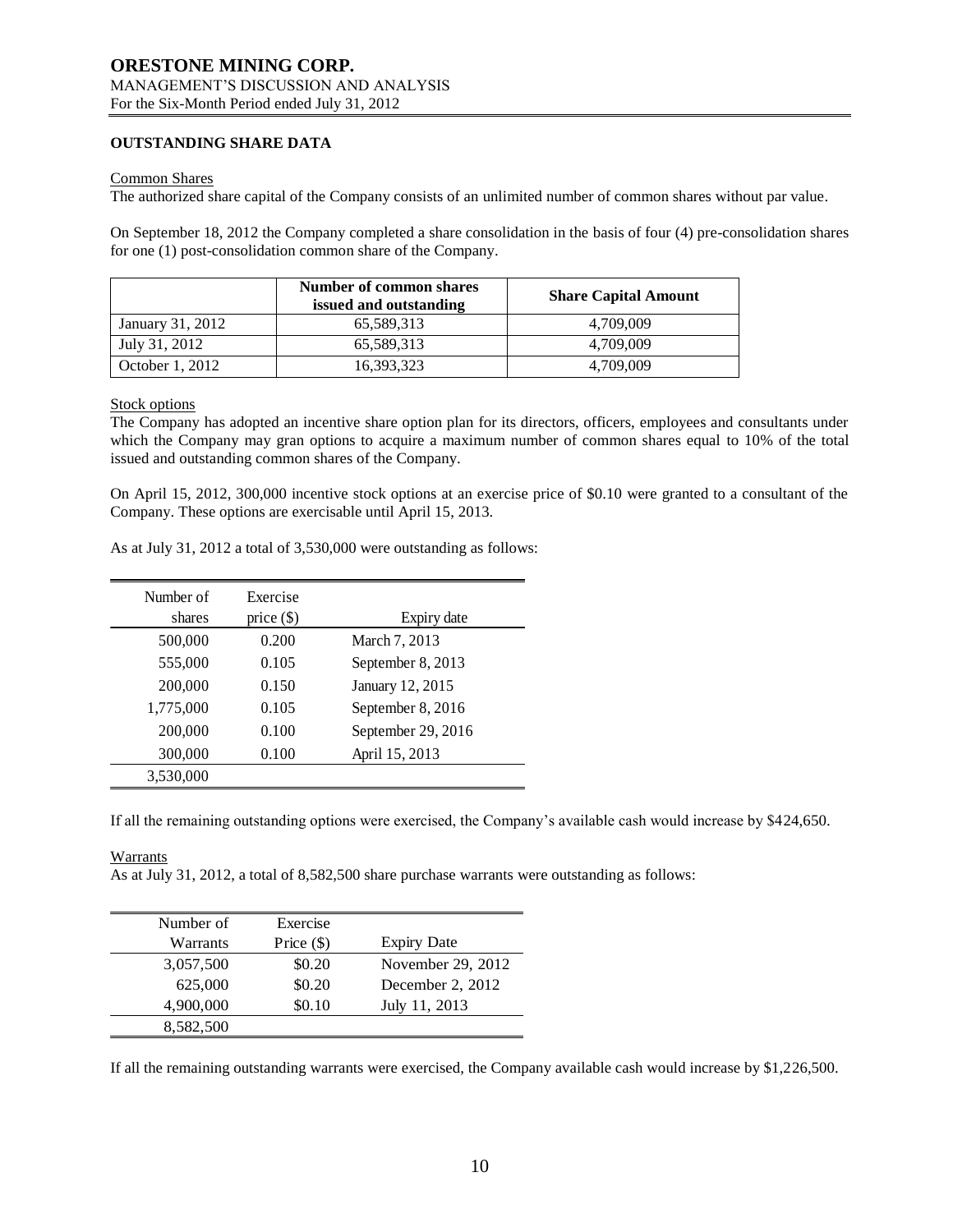## OUTSTANDING SHARE DATA

Common Shares

The authorized share capital of the Company consists of an unlimited number of common shares without par value.

On September 18, 2012 the Company completed a share consolidation in the basis of four (4) pre-consolidation shares for one (1) post-consolidation common share of the Company.

| | Number of common shares issued and outstanding | Share Capital Amount |
|---|---|---|
| January 31, 2012 | 65,589,313 | 4,709,009 |
| July 31, 2012 | 65,589,313 | 4,709,009 |
| October 1, 2012 | 16,393,323 | 4,709,009 |

Stock options

The Company has adopted an incentive share option plan for its directors, officers, employees and consultants under which the Company may gran options to acquire a maximum number of common shares equal to 10% of the total issued and outstanding common shares of the Company.

On April 15, 2012, 300,000 incentive stock options at an exercise price of $0.10 were granted to a consultant of the Company. These options are exercisable until April 15, 2013.

As at July 31, 2012 a total of 3,530,000 were outstanding as follows:

| Number of shares | Exercise price ($) | Expiry date |
|---|---|---|
| 500,000 | 0.200 | March 7, 2013 |
| 555,000 | 0.105 | September 8, 2013 |
| 200,000 | 0.150 | January 12, 2015 |
| 1,775,000 | 0.105 | September 8, 2016 |
| 200,000 | 0.100 | September 29, 2016 |
| 300,000 | 0.100 | April 15, 2013 |
| 3,530,000 | | |

If all the remaining outstanding options were exercised, the Company's available cash would increase by $424,650.

Warrants

As at July 31, 2012, a total of 8,582,500 share purchase warrants were outstanding as follows:

| Number of Warrants | Exercise Price ($) | Expiry Date |
|---|---|---|
| 3,057,500 | $0.20 | November 29, 2012 |
| 625,000 | $0.20 | December 2, 2012 |
| 4,900,000 | $0.10 | July 11, 2013 |
| 8,582,500 | | |

If all the remaining outstanding warrants were exercised, the Company available cash would increase by $1,226,500.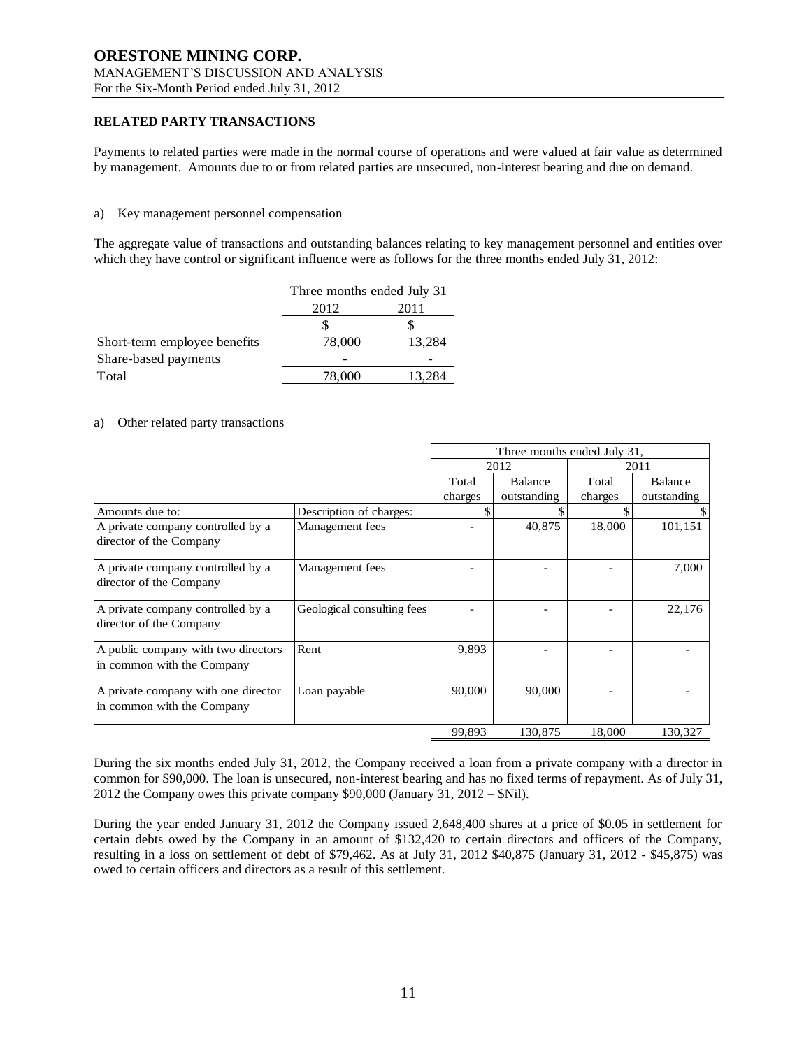## RELATED PARTY TRANSACTIONS

Payments to related parties were made in the normal course of operations and were valued at fair value as determined by management. Amounts due to or from related parties are unsecured, non-interest bearing and due on demand.

a) Key management personnel compensation

The aggregate value of transactions and outstanding balances relating to key management personnel and entities over which they have control or significant influence were as follows for the three months ended July 31, 2012:

| | Three months ended July 31 | |
|---|---|---|
| | 2012 | 2011 |
| | $ | $ |
| Short-term employee benefits | 78,000 | 13,284 |
| Share-based payments | - | - |
| Total | 78,000 | 13,284 |

a) Other related party transactions

| | | Three months ended July 31, | | | |
|---|---|---|---|---|---|
| | | 2012 | | 2011 | |
| | | Total charges | Balance outstanding | Total charges | Balance outstanding |
| Amounts due to: | Description of charges: | $ | $ | $ | $ |
| A private company controlled by a director of the Company | Management fees | - | 40,875 | 18,000 | 101,151 |
| A private company controlled by a director of the Company | Management fees | - | - | - | 7,000 |
| A private company controlled by a director of the Company | Geological consulting fees | - | - | - | 22,176 |
| A public company with two directors in common with the Company | Rent | 9,893 | - | - | - |
| A private company with one director in common with the Company | Loan payable | 90,000 | 90,000 | - | - |
| | | 99,893 | 130,875 | 18,000 | 130,327 |

During the six months ended July 31, 2012, the Company received a loan from a private company with a director in common for $90,000. The loan is unsecured, non-interest bearing and has no fixed terms of repayment. As of July 31, 2012 the Company owes this private company $90,000 (January 31, 2012 – $Nil).

During the year ended January 31, 2012 the Company issued 2,648,400 shares at a price of $0.05 in settlement for certain debts owed by the Company in an amount of $132,420 to certain directors and officers of the Company, resulting in a loss on settlement of debt of $79,462. As at July 31, 2012 $40,875 (January 31, 2012 - $45,875) was owed to certain officers and directors as a result of this settlement.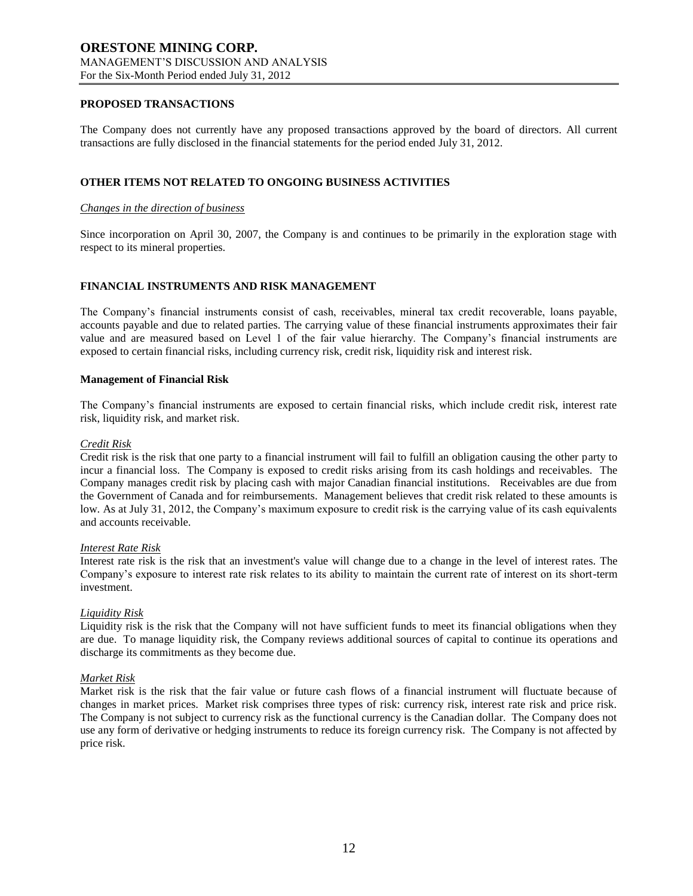## PROPOSED TRANSACTIONS

The Company does not currently have any proposed transactions approved by the board of directors. All current transactions are fully disclosed in the financial statements for the period ended July 31, 2012.

## OTHER ITEMS NOT RELATED TO ONGOING BUSINESS ACTIVITIES

*Changes in the direction of business*

Since incorporation on April 30, 2007, the Company is and continues to be primarily in the exploration stage with respect to its mineral properties.

## FINANCIAL INSTRUMENTS AND RISK MANAGEMENT

The Company's financial instruments consist of cash, receivables, mineral tax credit recoverable, loans payable, accounts payable and due to related parties. The carrying value of these financial instruments approximates their fair value and are measured based on Level 1 of the fair value hierarchy. The Company's financial instruments are exposed to certain financial risks, including currency risk, credit risk, liquidity risk and interest risk.

### Management of Financial Risk

The Company's financial instruments are exposed to certain financial risks, which include credit risk, interest rate risk, liquidity risk, and market risk.

*Credit Risk*

Credit risk is the risk that one party to a financial instrument will fail to fulfill an obligation causing the other party to incur a financial loss. The Company is exposed to credit risks arising from its cash holdings and receivables. The Company manages credit risk by placing cash with major Canadian financial institutions. Receivables are due from the Government of Canada and for reimbursements. Management believes that credit risk related to these amounts is low. As at July 31, 2012, the Company's maximum exposure to credit risk is the carrying value of its cash equivalents and accounts receivable.

*Interest Rate Risk*

Interest rate risk is the risk that an investment's value will change due to a change in the level of interest rates. The Company's exposure to interest rate risk relates to its ability to maintain the current rate of interest on its short-term investment.

*Liquidity Risk*

Liquidity risk is the risk that the Company will not have sufficient funds to meet its financial obligations when they are due. To manage liquidity risk, the Company reviews additional sources of capital to continue its operations and discharge its commitments as they become due.

*Market Risk*

Market risk is the risk that the fair value or future cash flows of a financial instrument will fluctuate because of changes in market prices. Market risk comprises three types of risk: currency risk, interest rate risk and price risk. The Company is not subject to currency risk as the functional currency is the Canadian dollar. The Company does not use any form of derivative or hedging instruments to reduce its foreign currency risk. The Company is not affected by price risk.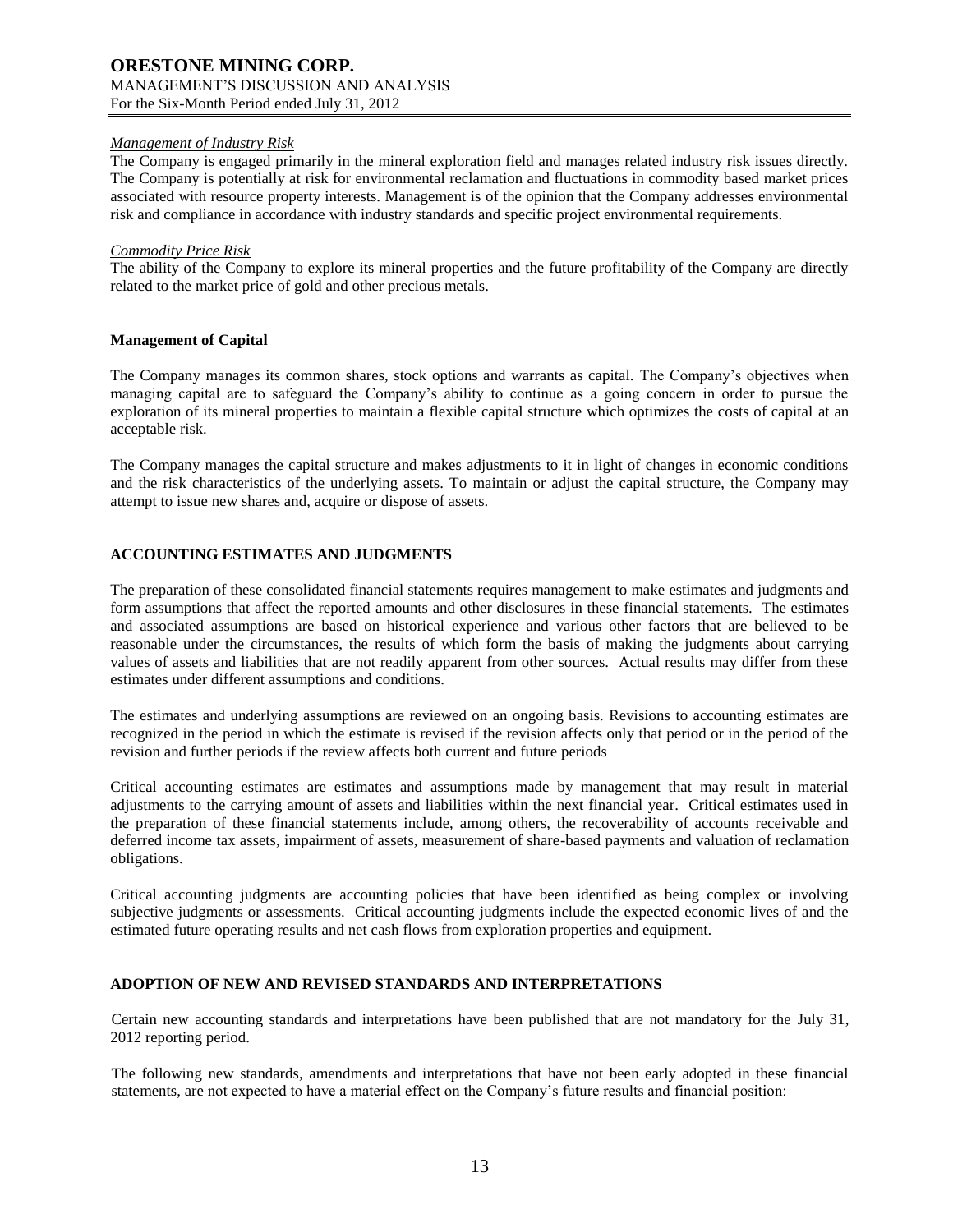*Management of Industry Risk*
The Company is engaged primarily in the mineral exploration field and manages related industry risk issues directly. The Company is potentially at risk for environmental reclamation and fluctuations in commodity based market prices associated with resource property interests. Management is of the opinion that the Company addresses environmental risk and compliance in accordance with industry standards and specific project environmental requirements.

*Commodity Price Risk*
The ability of the Company to explore its mineral properties and the future profitability of the Company are directly related to the market price of gold and other precious metals.

**Management of Capital**

The Company manages its common shares, stock options and warrants as capital. The Company's objectives when managing capital are to safeguard the Company's ability to continue as a going concern in order to pursue the exploration of its mineral properties to maintain a flexible capital structure which optimizes the costs of capital at an acceptable risk.

The Company manages the capital structure and makes adjustments to it in light of changes in economic conditions and the risk characteristics of the underlying assets. To maintain or adjust the capital structure, the Company may attempt to issue new shares and, acquire or dispose of assets.

## ACCOUNTING ESTIMATES AND JUDGMENTS

The preparation of these consolidated financial statements requires management to make estimates and judgments and form assumptions that affect the reported amounts and other disclosures in these financial statements. The estimates and associated assumptions are based on historical experience and various other factors that are believed to be reasonable under the circumstances, the results of which form the basis of making the judgments about carrying values of assets and liabilities that are not readily apparent from other sources. Actual results may differ from these estimates under different assumptions and conditions.

The estimates and underlying assumptions are reviewed on an ongoing basis. Revisions to accounting estimates are recognized in the period in which the estimate is revised if the revision affects only that period or in the period of the revision and further periods if the review affects both current and future periods

Critical accounting estimates are estimates and assumptions made by management that may result in material adjustments to the carrying amount of assets and liabilities within the next financial year. Critical estimates used in the preparation of these financial statements include, among others, the recoverability of accounts receivable and deferred income tax assets, impairment of assets, measurement of share-based payments and valuation of reclamation obligations.

Critical accounting judgments are accounting policies that have been identified as being complex or involving subjective judgments or assessments. Critical accounting judgments include the expected economic lives of and the estimated future operating results and net cash flows from exploration properties and equipment.

## ADOPTION OF NEW AND REVISED STANDARDS AND INTERPRETATIONS

Certain new accounting standards and interpretations have been published that are not mandatory for the July 31, 2012 reporting period.

The following new standards, amendments and interpretations that have not been early adopted in these financial statements, are not expected to have a material effect on the Company's future results and financial position: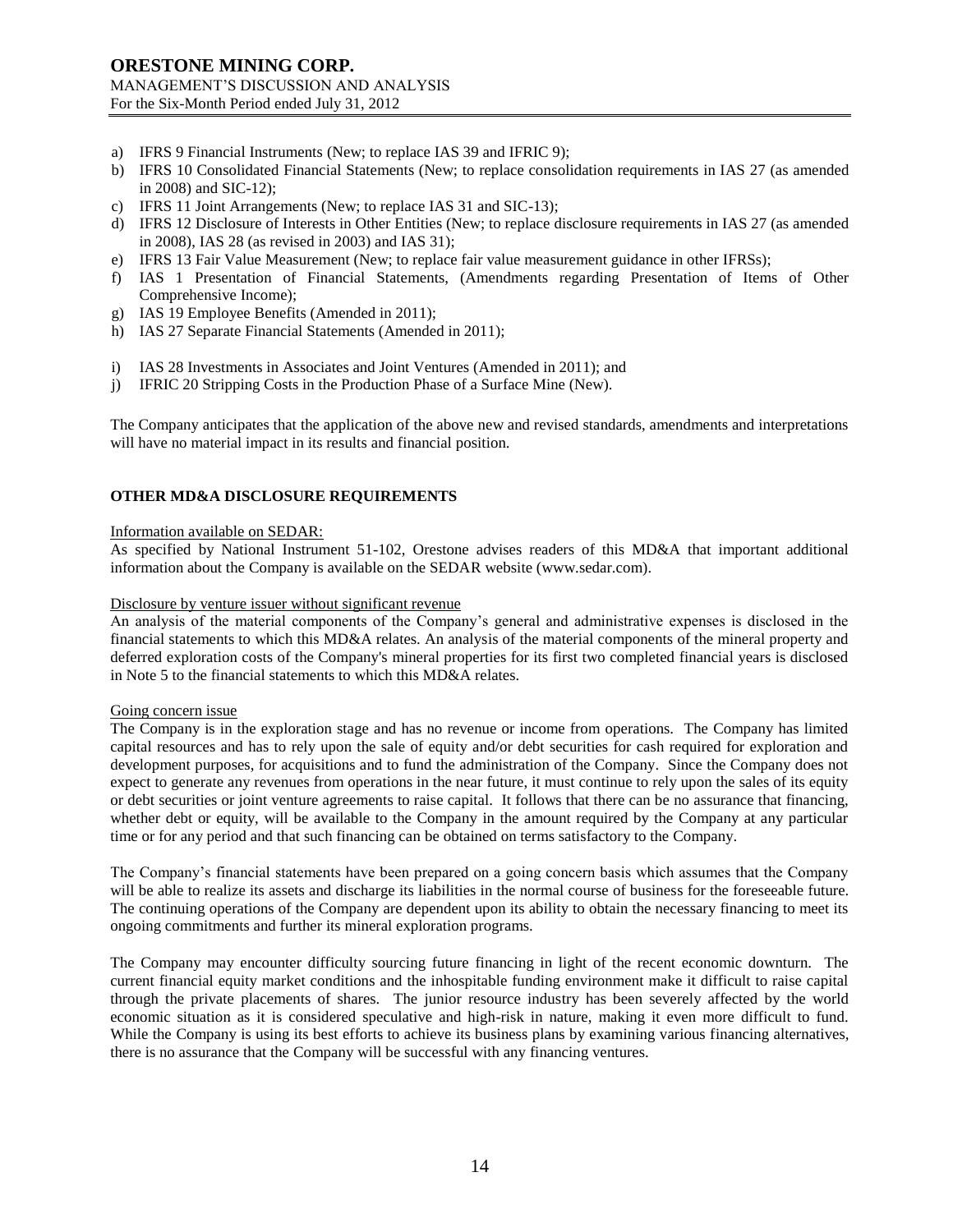a) IFRS 9 Financial Instruments (New; to replace IAS 39 and IFRIC 9);
b) IFRS 10 Consolidated Financial Statements (New; to replace consolidation requirements in IAS 27 (as amended in 2008) and SIC-12);
c) IFRS 11 Joint Arrangements (New; to replace IAS 31 and SIC-13);
d) IFRS 12 Disclosure of Interests in Other Entities (New; to replace disclosure requirements in IAS 27 (as amended in 2008), IAS 28 (as revised in 2003) and IAS 31);
e) IFRS 13 Fair Value Measurement (New; to replace fair value measurement guidance in other IFRSs);
f) IAS 1 Presentation of Financial Statements, (Amendments regarding Presentation of Items of Other Comprehensive Income);
g) IAS 19 Employee Benefits (Amended in 2011);
h) IAS 27 Separate Financial Statements (Amended in 2011);
i) IAS 28 Investments in Associates and Joint Ventures (Amended in 2011); and
j) IFRIC 20 Stripping Costs in the Production Phase of a Surface Mine (New).

The Company anticipates that the application of the above new and revised standards, amendments and interpretations will have no material impact in its results and financial position.

## OTHER MD&A DISCLOSURE REQUIREMENTS

Information available on SEDAR:

As specified by National Instrument 51-102, Orestone advises readers of this MD&A that important additional information about the Company is available on the SEDAR website (www.sedar.com).

Disclosure by venture issuer without significant revenue

An analysis of the material components of the Company's general and administrative expenses is disclosed in the financial statements to which this MD&A relates. An analysis of the material components of the mineral property and deferred exploration costs of the Company's mineral properties for its first two completed financial years is disclosed in Note 5 to the financial statements to which this MD&A relates.

Going concern issue

The Company is in the exploration stage and has no revenue or income from operations. The Company has limited capital resources and has to rely upon the sale of equity and/or debt securities for cash required for exploration and development purposes, for acquisitions and to fund the administration of the Company. Since the Company does not expect to generate any revenues from operations in the near future, it must continue to rely upon the sales of its equity or debt securities or joint venture agreements to raise capital. It follows that there can be no assurance that financing, whether debt or equity, will be available to the Company in the amount required by the Company at any particular time or for any period and that such financing can be obtained on terms satisfactory to the Company.

The Company's financial statements have been prepared on a going concern basis which assumes that the Company will be able to realize its assets and discharge its liabilities in the normal course of business for the foreseeable future. The continuing operations of the Company are dependent upon its ability to obtain the necessary financing to meet its ongoing commitments and further its mineral exploration programs.

The Company may encounter difficulty sourcing future financing in light of the recent economic downturn. The current financial equity market conditions and the inhospitable funding environment make it difficult to raise capital through the private placements of shares. The junior resource industry has been severely affected by the world economic situation as it is considered speculative and high-risk in nature, making it even more difficult to fund. While the Company is using its best efforts to achieve its business plans by examining various financing alternatives, there is no assurance that the Company will be successful with any financing ventures.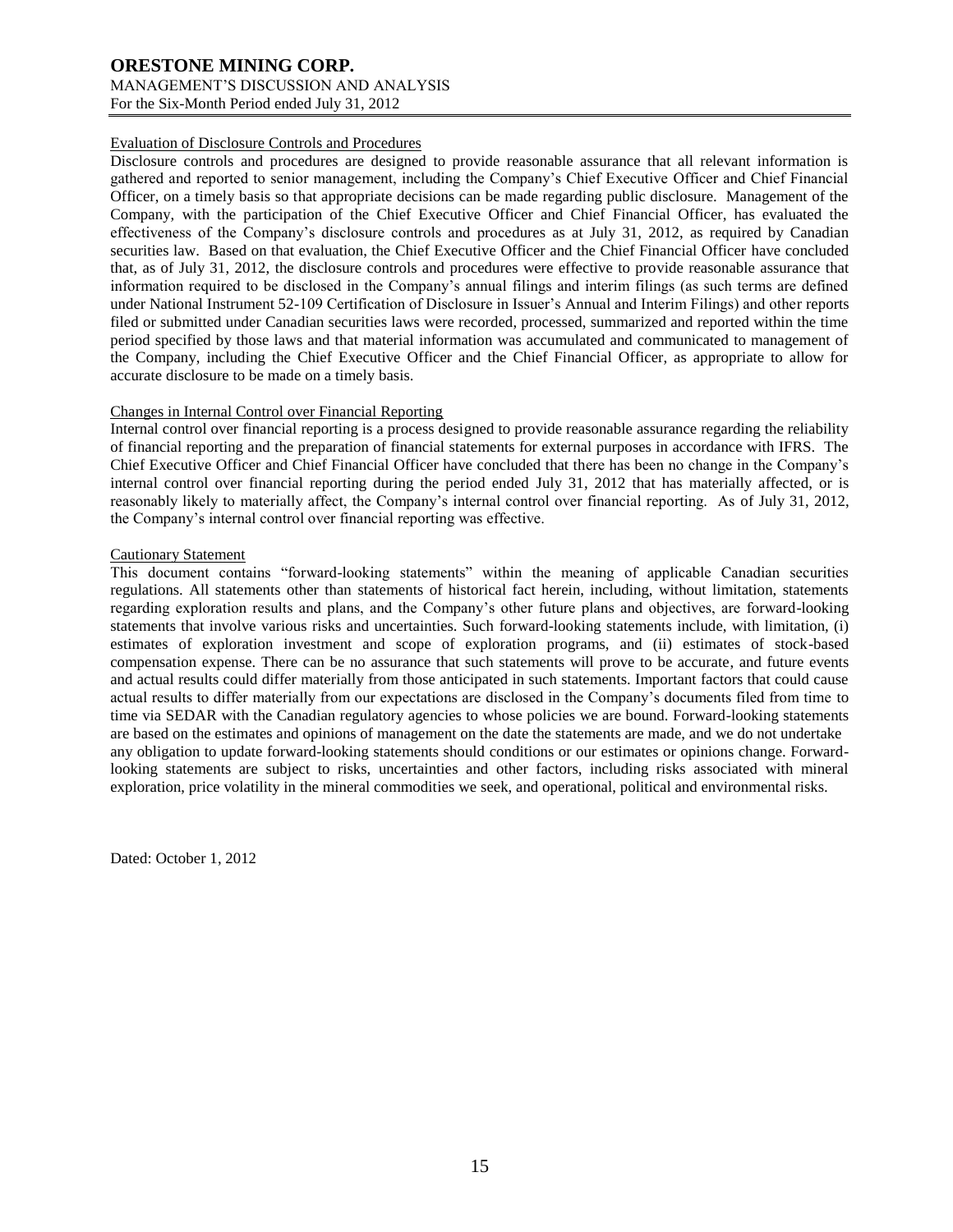#### Evaluation of Disclosure Controls and Procedures

Disclosure controls and procedures are designed to provide reasonable assurance that all relevant information is gathered and reported to senior management, including the Company's Chief Executive Officer and Chief Financial Officer, on a timely basis so that appropriate decisions can be made regarding public disclosure. Management of the Company, with the participation of the Chief Executive Officer and Chief Financial Officer, has evaluated the effectiveness of the Company's disclosure controls and procedures as at July 31, 2012, as required by Canadian securities law. Based on that evaluation, the Chief Executive Officer and the Chief Financial Officer have concluded that, as of July 31, 2012, the disclosure controls and procedures were effective to provide reasonable assurance that information required to be disclosed in the Company's annual filings and interim filings (as such terms are defined under National Instrument 52-109 Certification of Disclosure in Issuer's Annual and Interim Filings) and other reports filed or submitted under Canadian securities laws were recorded, processed, summarized and reported within the time period specified by those laws and that material information was accumulated and communicated to management of the Company, including the Chief Executive Officer and the Chief Financial Officer, as appropriate to allow for accurate disclosure to be made on a timely basis.

#### Changes in Internal Control over Financial Reporting

Internal control over financial reporting is a process designed to provide reasonable assurance regarding the reliability of financial reporting and the preparation of financial statements for external purposes in accordance with IFRS. The Chief Executive Officer and Chief Financial Officer have concluded that there has been no change in the Company's internal control over financial reporting during the period ended July 31, 2012 that has materially affected, or is reasonably likely to materially affect, the Company's internal control over financial reporting. As of July 31, 2012, the Company's internal control over financial reporting was effective.

#### Cautionary Statement

This document contains "forward-looking statements" within the meaning of applicable Canadian securities regulations. All statements other than statements of historical fact herein, including, without limitation, statements regarding exploration results and plans, and the Company's other future plans and objectives, are forward-looking statements that involve various risks and uncertainties. Such forward-looking statements include, with limitation, (i) estimates of exploration investment and scope of exploration programs, and (ii) estimates of stock-based compensation expense. There can be no assurance that such statements will prove to be accurate, and future events and actual results could differ materially from those anticipated in such statements. Important factors that could cause actual results to differ materially from our expectations are disclosed in the Company's documents filed from time to time via SEDAR with the Canadian regulatory agencies to whose policies we are bound. Forward-looking statements are based on the estimates and opinions of management on the date the statements are made, and we do not undertake any obligation to update forward-looking statements should conditions or our estimates or opinions change. Forward-looking statements are subject to risks, uncertainties and other factors, including risks associated with mineral exploration, price volatility in the mineral commodities we seek, and operational, political and environmental risks.

Dated: October 1, 2012